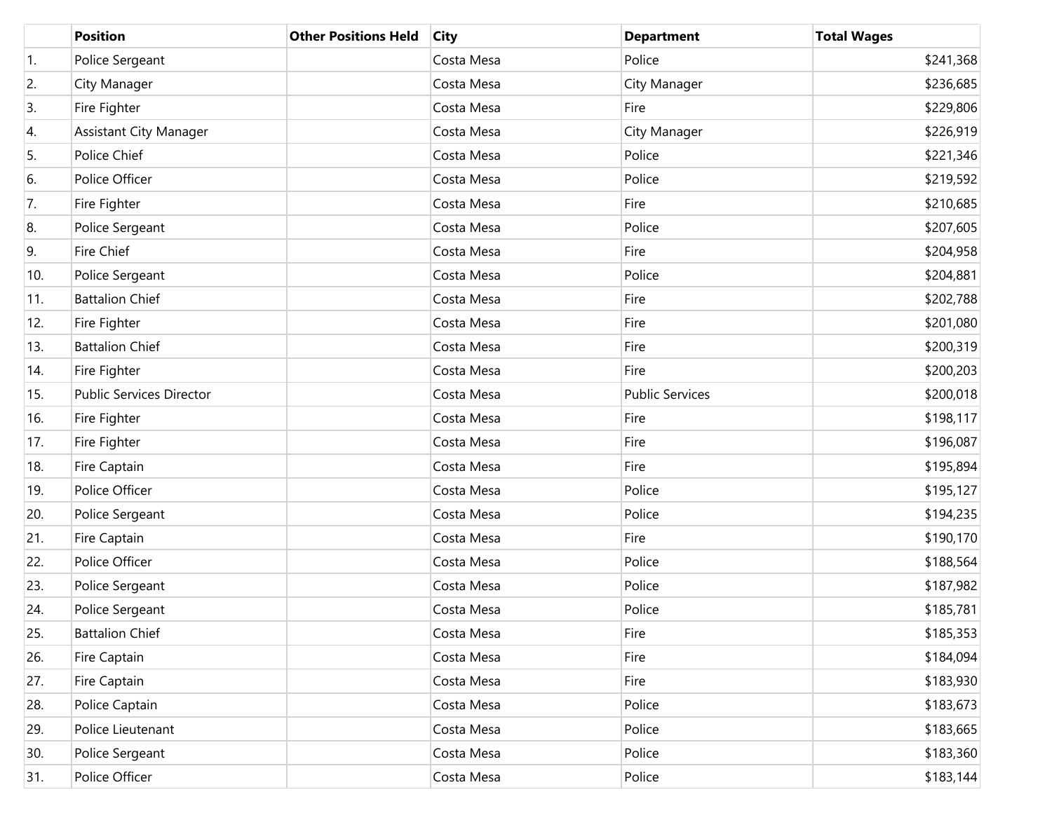|  | Position | Other Positions Held | City | Department | Total Wages |
|---|---|---|---|---|---|
| 1. | Police Sergeant |  | Costa Mesa | Police | $241,368 |
| 2. | City Manager |  | Costa Mesa | City Manager | $236,685 |
| 3. | Fire Fighter |  | Costa Mesa | Fire | $229,806 |
| 4. | Assistant City Manager |  | Costa Mesa | City Manager | $226,919 |
| 5. | Police Chief |  | Costa Mesa | Police | $221,346 |
| 6. | Police Officer |  | Costa Mesa | Police | $219,592 |
| 7. | Fire Fighter |  | Costa Mesa | Fire | $210,685 |
| 8. | Police Sergeant |  | Costa Mesa | Police | $207,605 |
| 9. | Fire Chief |  | Costa Mesa | Fire | $204,958 |
| 10. | Police Sergeant |  | Costa Mesa | Police | $204,881 |
| 11. | Battalion Chief |  | Costa Mesa | Fire | $202,788 |
| 12. | Fire Fighter |  | Costa Mesa | Fire | $201,080 |
| 13. | Battalion Chief |  | Costa Mesa | Fire | $200,319 |
| 14. | Fire Fighter |  | Costa Mesa | Fire | $200,203 |
| 15. | Public Services Director |  | Costa Mesa | Public Services | $200,018 |
| 16. | Fire Fighter |  | Costa Mesa | Fire | $198,117 |
| 17. | Fire Fighter |  | Costa Mesa | Fire | $196,087 |
| 18. | Fire Captain |  | Costa Mesa | Fire | $195,894 |
| 19. | Police Officer |  | Costa Mesa | Police | $195,127 |
| 20. | Police Sergeant |  | Costa Mesa | Police | $194,235 |
| 21. | Fire Captain |  | Costa Mesa | Fire | $190,170 |
| 22. | Police Officer |  | Costa Mesa | Police | $188,564 |
| 23. | Police Sergeant |  | Costa Mesa | Police | $187,982 |
| 24. | Police Sergeant |  | Costa Mesa | Police | $185,781 |
| 25. | Battalion Chief |  | Costa Mesa | Fire | $185,353 |
| 26. | Fire Captain |  | Costa Mesa | Fire | $184,094 |
| 27. | Fire Captain |  | Costa Mesa | Fire | $183,930 |
| 28. | Police Captain |  | Costa Mesa | Police | $183,673 |
| 29. | Police Lieutenant |  | Costa Mesa | Police | $183,665 |
| 30. | Police Sergeant |  | Costa Mesa | Police | $183,360 |
| 31. | Police Officer |  | Costa Mesa | Police | $183,144 |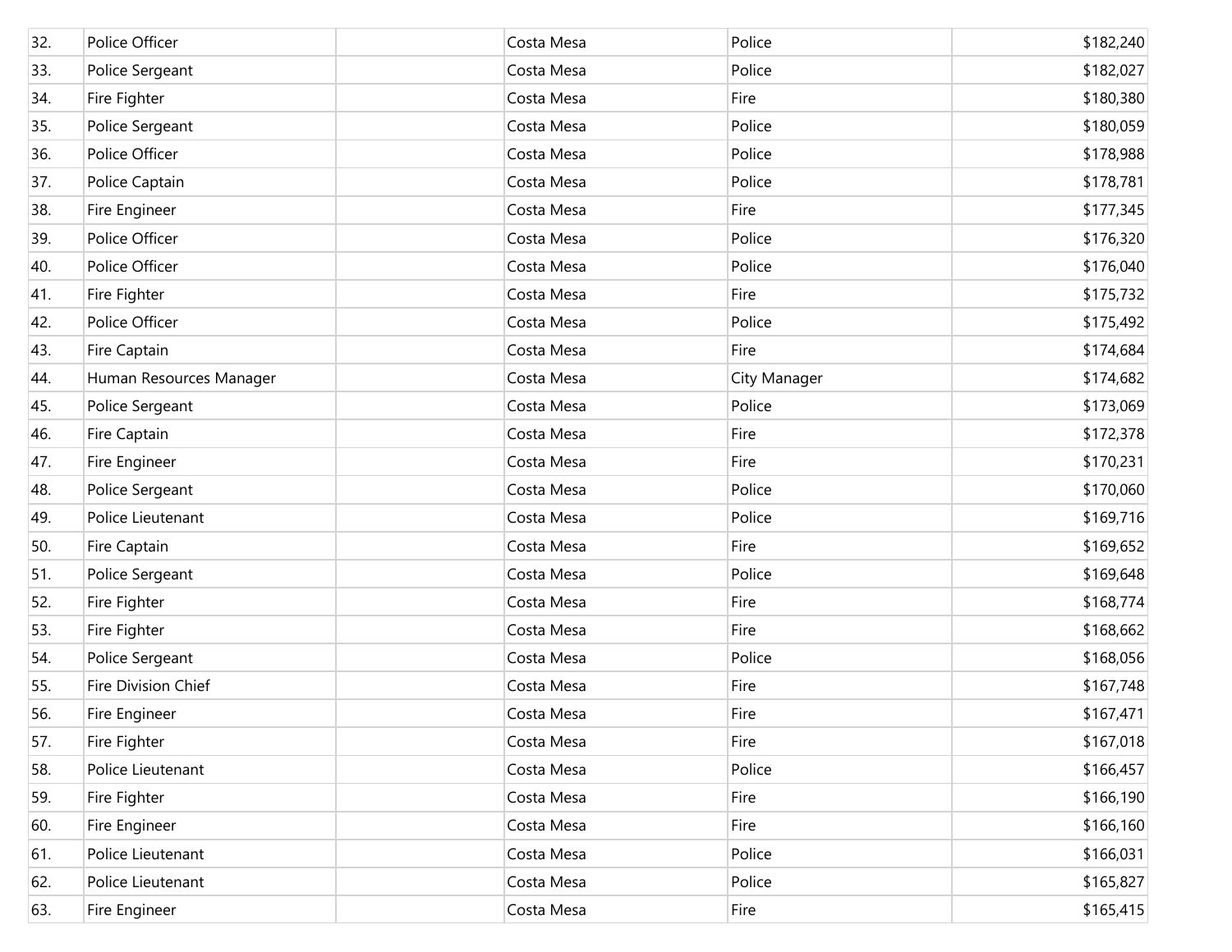| | | | | | |
|---|---|---|---|---|---|
| 32. | Police Officer | | Costa Mesa | Police | $182,240 |
| 33. | Police Sergeant | | Costa Mesa | Police | $182,027 |
| 34. | Fire Fighter | | Costa Mesa | Fire | $180,380 |
| 35. | Police Sergeant | | Costa Mesa | Police | $180,059 |
| 36. | Police Officer | | Costa Mesa | Police | $178,988 |
| 37. | Police Captain | | Costa Mesa | Police | $178,781 |
| 38. | Fire Engineer | | Costa Mesa | Fire | $177,345 |
| 39. | Police Officer | | Costa Mesa | Police | $176,320 |
| 40. | Police Officer | | Costa Mesa | Police | $176,040 |
| 41. | Fire Fighter | | Costa Mesa | Fire | $175,732 |
| 42. | Police Officer | | Costa Mesa | Police | $175,492 |
| 43. | Fire Captain | | Costa Mesa | Fire | $174,684 |
| 44. | Human Resources Manager | | Costa Mesa | City Manager | $174,682 |
| 45. | Police Sergeant | | Costa Mesa | Police | $173,069 |
| 46. | Fire Captain | | Costa Mesa | Fire | $172,378 |
| 47. | Fire Engineer | | Costa Mesa | Fire | $170,231 |
| 48. | Police Sergeant | | Costa Mesa | Police | $170,060 |
| 49. | Police Lieutenant | | Costa Mesa | Police | $169,716 |
| 50. | Fire Captain | | Costa Mesa | Fire | $169,652 |
| 51. | Police Sergeant | | Costa Mesa | Police | $169,648 |
| 52. | Fire Fighter | | Costa Mesa | Fire | $168,774 |
| 53. | Fire Fighter | | Costa Mesa | Fire | $168,662 |
| 54. | Police Sergeant | | Costa Mesa | Police | $168,056 |
| 55. | Fire Division Chief | | Costa Mesa | Fire | $167,748 |
| 56. | Fire Engineer | | Costa Mesa | Fire | $167,471 |
| 57. | Fire Fighter | | Costa Mesa | Fire | $167,018 |
| 58. | Police Lieutenant | | Costa Mesa | Police | $166,457 |
| 59. | Fire Fighter | | Costa Mesa | Fire | $166,190 |
| 60. | Fire Engineer | | Costa Mesa | Fire | $166,160 |
| 61. | Police Lieutenant | | Costa Mesa | Police | $166,031 |
| 62. | Police Lieutenant | | Costa Mesa | Police | $165,827 |
| 63. | Fire Engineer | | Costa Mesa | Fire | $165,415 |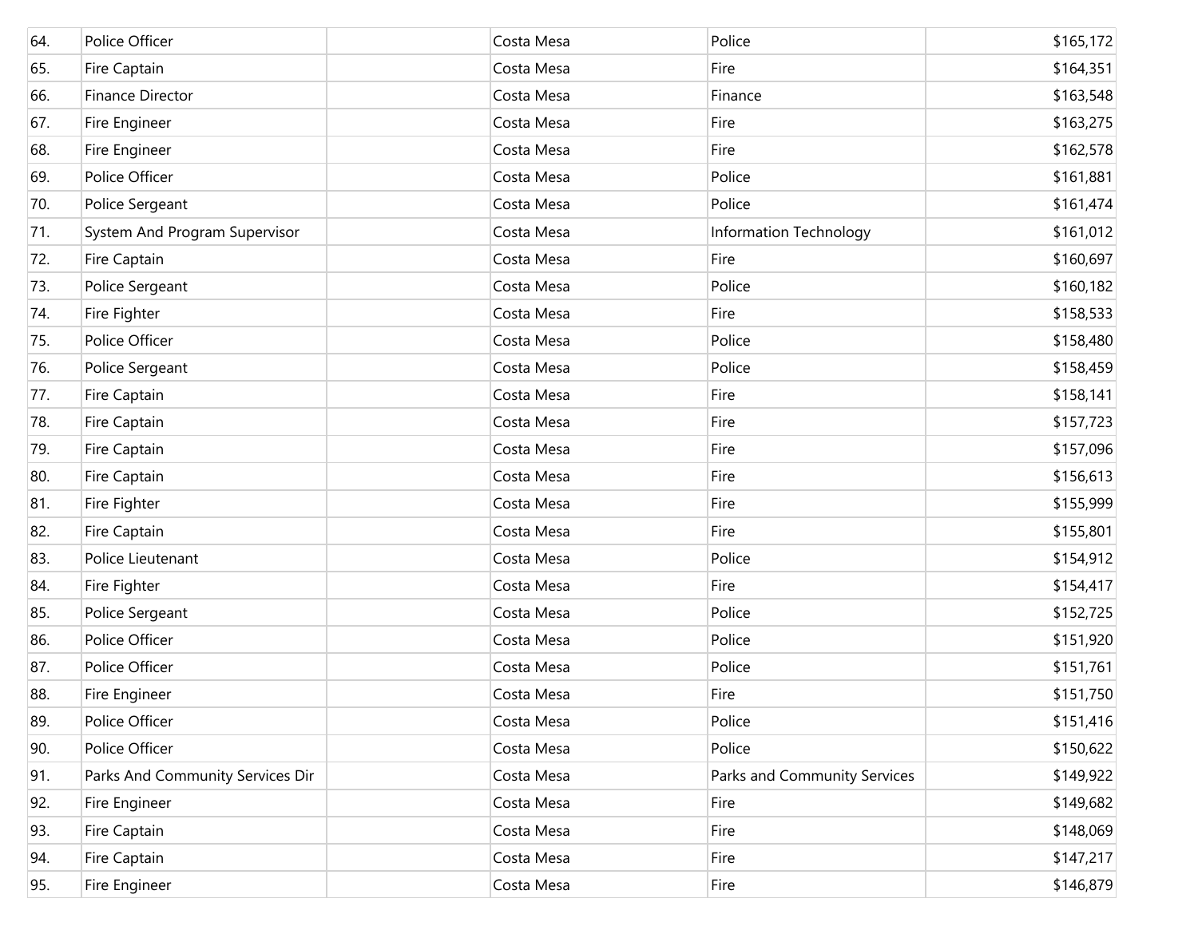|  |  |  |  |  |  |
|---|---|---|---|---|---|
| 64. | Police Officer |  | Costa Mesa | Police | $165,172 |
| 65. | Fire Captain |  | Costa Mesa | Fire | $164,351 |
| 66. | Finance Director |  | Costa Mesa | Finance | $163,548 |
| 67. | Fire Engineer |  | Costa Mesa | Fire | $163,275 |
| 68. | Fire Engineer |  | Costa Mesa | Fire | $162,578 |
| 69. | Police Officer |  | Costa Mesa | Police | $161,881 |
| 70. | Police Sergeant |  | Costa Mesa | Police | $161,474 |
| 71. | System And Program Supervisor |  | Costa Mesa | Information Technology | $161,012 |
| 72. | Fire Captain |  | Costa Mesa | Fire | $160,697 |
| 73. | Police Sergeant |  | Costa Mesa | Police | $160,182 |
| 74. | Fire Fighter |  | Costa Mesa | Fire | $158,533 |
| 75. | Police Officer |  | Costa Mesa | Police | $158,480 |
| 76. | Police Sergeant |  | Costa Mesa | Police | $158,459 |
| 77. | Fire Captain |  | Costa Mesa | Fire | $158,141 |
| 78. | Fire Captain |  | Costa Mesa | Fire | $157,723 |
| 79. | Fire Captain |  | Costa Mesa | Fire | $157,096 |
| 80. | Fire Captain |  | Costa Mesa | Fire | $156,613 |
| 81. | Fire Fighter |  | Costa Mesa | Fire | $155,999 |
| 82. | Fire Captain |  | Costa Mesa | Fire | $155,801 |
| 83. | Police Lieutenant |  | Costa Mesa | Police | $154,912 |
| 84. | Fire Fighter |  | Costa Mesa | Fire | $154,417 |
| 85. | Police Sergeant |  | Costa Mesa | Police | $152,725 |
| 86. | Police Officer |  | Costa Mesa | Police | $151,920 |
| 87. | Police Officer |  | Costa Mesa | Police | $151,761 |
| 88. | Fire Engineer |  | Costa Mesa | Fire | $151,750 |
| 89. | Police Officer |  | Costa Mesa | Police | $151,416 |
| 90. | Police Officer |  | Costa Mesa | Police | $150,622 |
| 91. | Parks And Community Services Dir |  | Costa Mesa | Parks and Community Services | $149,922 |
| 92. | Fire Engineer |  | Costa Mesa | Fire | $149,682 |
| 93. | Fire Captain |  | Costa Mesa | Fire | $148,069 |
| 94. | Fire Captain |  | Costa Mesa | Fire | $147,217 |
| 95. | Fire Engineer |  | Costa Mesa | Fire | $146,879 |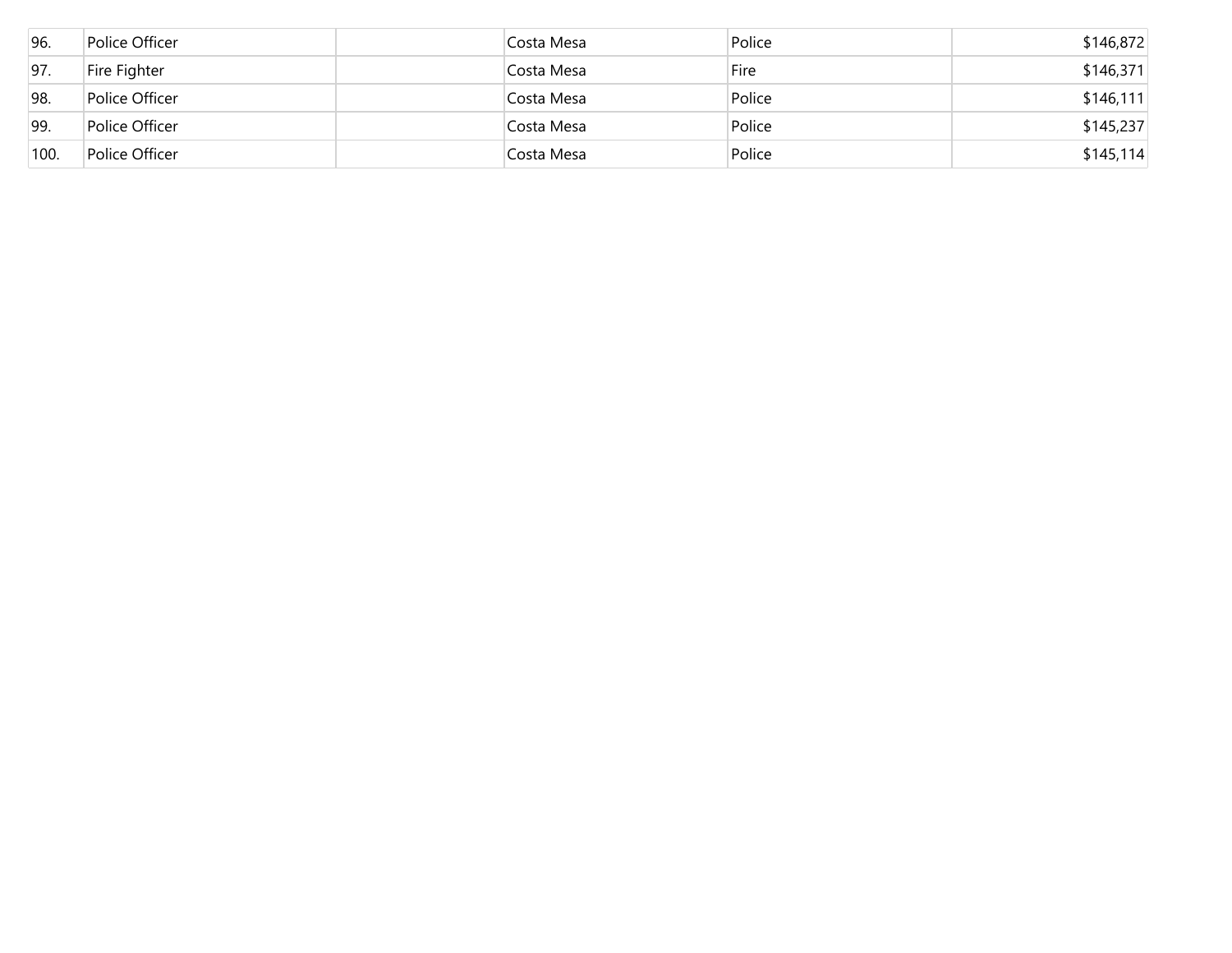| | | | | | |
|---|---|---|---|---|---|
| 96. | Police Officer | | Costa Mesa | Police | $146,872 |
| 97. | Fire Fighter | | Costa Mesa | Fire | $146,371 |
| 98. | Police Officer | | Costa Mesa | Police | $146,111 |
| 99. | Police Officer | | Costa Mesa | Police | $145,237 |
| 100. | Police Officer | | Costa Mesa | Police | $145,114 |